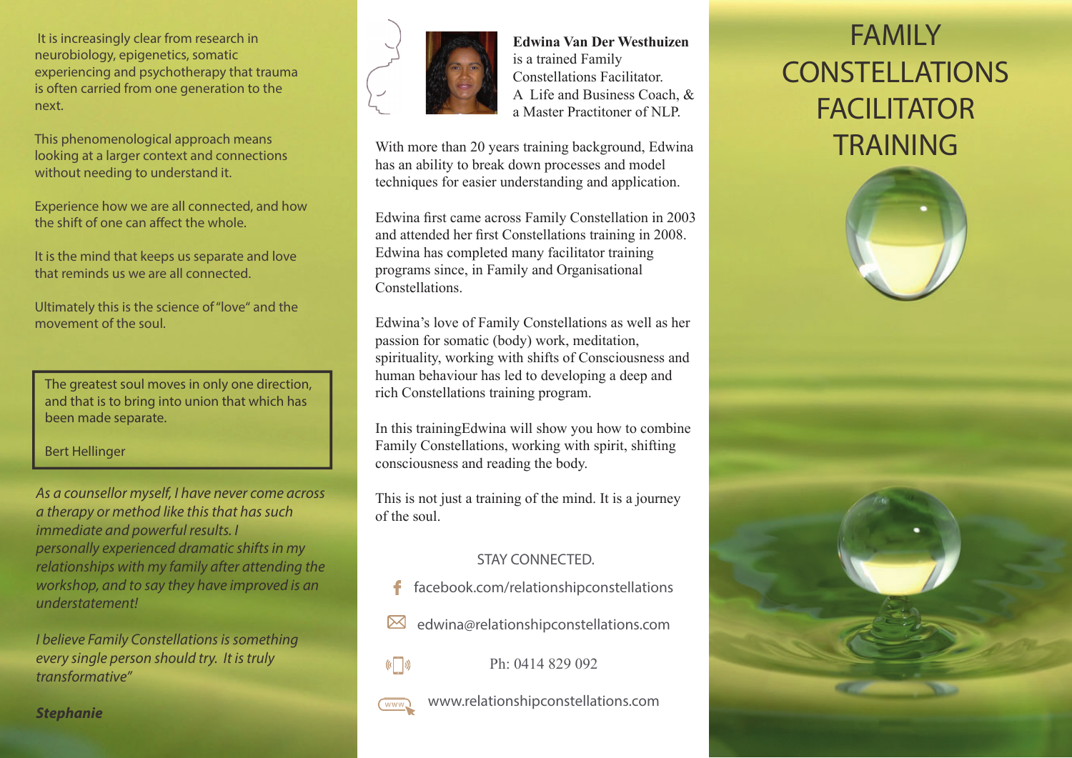It is increasingly clear from research in neurobiology, epigenetics, somatic experiencing and psychotherapy that trauma is often carried from one generation to the next.

This phenomenological approach means looking at a larger context and connections without needing to understand it.

Experience how we are all connected, and how the shift of one can affect the whole.

It is the mind that keeps us separate and love that reminds us we are all connected.

Ultimately this is the science of "love" and the movement of the soul.

> The greatest soul moves in only one direction, and that is to bring into union that which has been made separate.
>
> Bert Hellinger

*As a counsellor myself, I have never come across a therapy or method like this that has such immediate and powerful results. I personally experienced dramatic shifts in my relationships with my family after attending the workshop, and to say they have improved is an understatement!*

*I believe Family Constellations is something every single person should try. It is truly transformative"*

***Stephanie***

**Edwina Van Der Westhuizen** is a trained Family Constellations Facilitator. A Life and Business Coach, & a Master Practitoner of NLP.

With more than 20 years training background, Edwina has an ability to break down processes and model techniques for easier understanding and application.

Edwina first came across Family Constellation in 2003 and attended her first Constellations training in 2008. Edwina has completed many facilitator training programs since, in Family and Organisational Constellations.

Edwina's love of Family Constellations as well as her passion for somatic (body) work, meditation, spirituality, working with shifts of Consciousness and human behaviour has led to developing a deep and rich Constellations training program.

In this trainingEdwina will show you how to combine Family Constellations, working with spirit, shifting consciousness and reading the body.

This is not just a training of the mind. It is a journey of the soul.

STAY CONNECTED.

facebook.com/relationshipconstellations

edwina@relationshipconstellations.com

Ph: 0414 829 092

www.relationshipconstellations.com

# FAMILY CONSTELLATIONS FACILITATOR TRAINING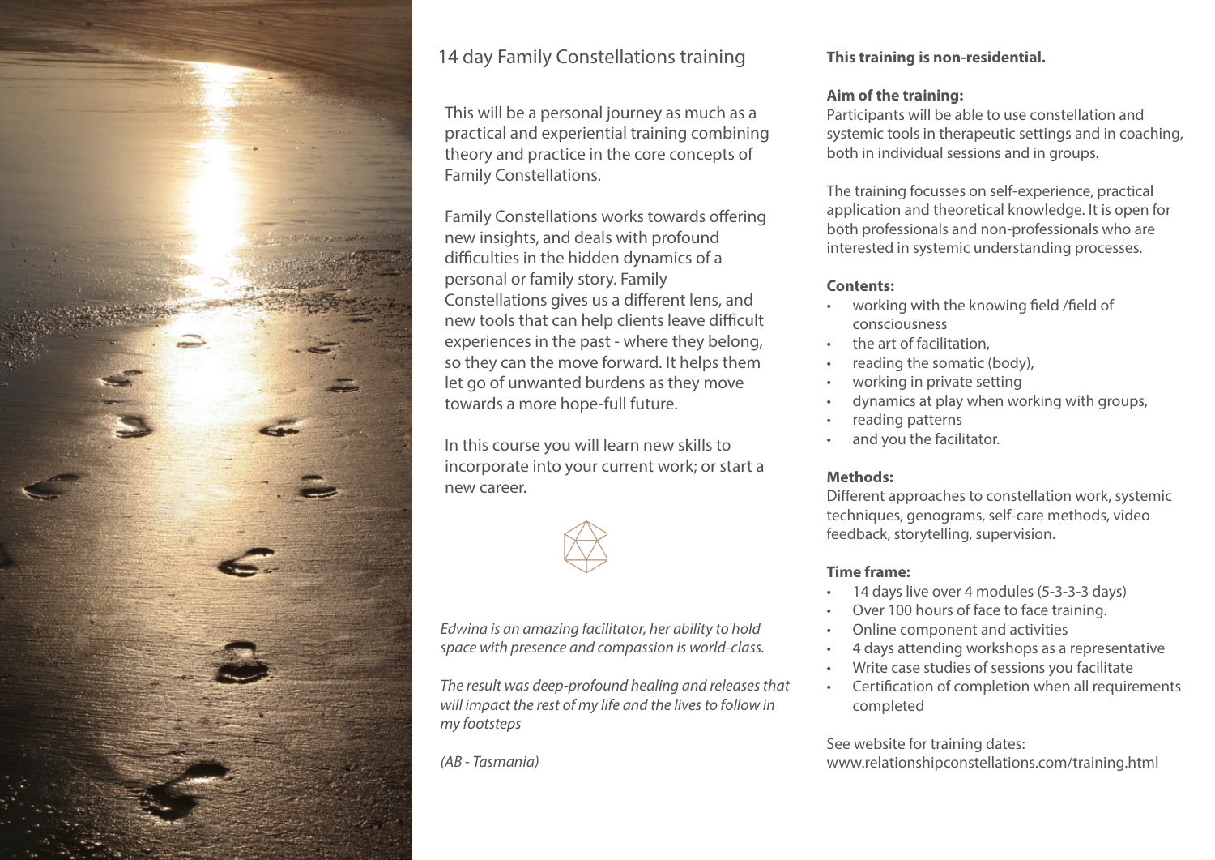# 14 day Family Constellations training

This will be a personal journey as much as a practical and experiential training combining theory and practice in the core concepts of Family Constellations.

Family Constellations works towards offering new insights, and deals with profound difficulties in the hidden dynamics of a personal or family story. Family Constellations gives us a different lens, and new tools that can help clients leave difficult experiences in the past - where they belong, so they can the move forward. It helps them let go of unwanted burdens as they move towards a more hope-full future.

In this course you will learn new skills to incorporate into your current work; or start a new career.

*Edwina is an amazing facilitator, her ability to hold space with presence and compassion is world-class.*

*The result was deep-profound healing and releases that will impact the rest of my life and the lives to follow in my footsteps*

*(AB - Tasmania)*

**This training is non-residential.**

**Aim of the training:**
Participants will be able to use constellation and systemic tools in therapeutic settings and in coaching, both in individual sessions and in groups.

The training focusses on self-experience, practical application and theoretical knowledge. It is open for both professionals and non-professionals who are interested in systemic understanding processes.

**Contents:**

- working with the knowing field /field of consciousness
- the art of facilitation,
- reading the somatic (body),
- working in private setting
- dynamics at play when working with groups,
- reading patterns
- and you the facilitator.

**Methods:**
Different approaches to constellation work, systemic techniques, genograms, self-care methods, video feedback, storytelling, supervision.

**Time frame:**

- 14 days live over 4 modules (5-3-3-3 days)
- Over 100 hours of face to face training.
- Online component and activities
- 4 days attending workshops as a representative
- Write case studies of sessions you facilitate
- Certification of completion when all requirements completed

See website for training dates:
www.relationshipconstellations.com/training.html